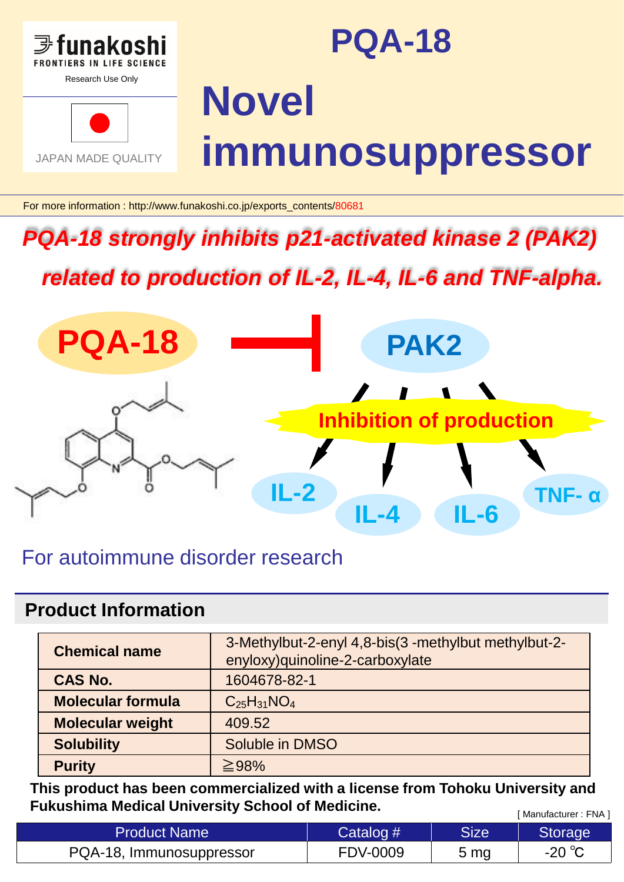funakoshi
FRONTIERS IN LIFE SCIENCE

Research Use Only

JAPAN MADE QUALITY

# PQA-18

# Novel immunosuppressor

For more information : http://www.funakoshi.co.jp/exports_contents/80681

***PQA-18 strongly inhibits p21-activated kinase 2 (PAK2) related to production of IL-2, IL-4, IL-6 and TNF-alpha.***

PQA-18

PAK2

Inhibition of production

IL-2 IL-4 IL-6 TNF- α

For autoimmune disorder research

## Product Information

| | |
|---|---|
| **Chemical name** | 3-Methylbut-2-enyl 4,8-bis(3 -methylbut methylbut-2-enyloxy)quinoline-2-carboxylate |
| **CAS No.** | 1604678-82-1 |
| **Molecular formula** | $C_{25}H_{31}NO_4$ |
| **Molecular weight** | 409.52 |
| **Solubility** | Soluble in DMSO |
| **Purity** | ≧98% |

**This product has been commercialized with a license from Tohoku University and Fukushima Medical University School of Medicine.**

[ Manufacturer : FNA ]

| Product Name | Catalog # | Size | Storage |
|---|---|---|---|
| PQA-18, Immunosuppressor | FDV-0009 | 5 mg | -20 ℃ |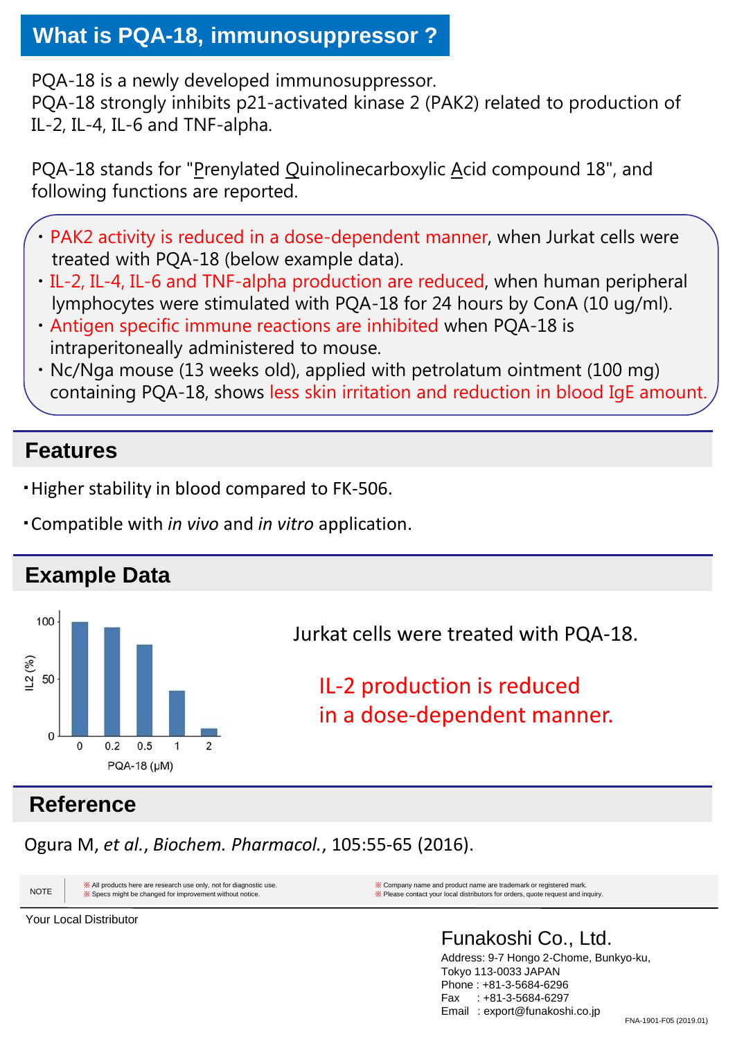## What is PQA-18, immunosuppressor ?

PQA-18 is a newly developed immunosuppressor.
PQA-18 strongly inhibits p21-activated kinase 2 (PAK2) related to production of IL-2, IL-4, IL-6 and TNF-alpha.

PQA-18 stands for "Prenylated Quinolinecarboxylic Acid compound 18", and following functions are reported.

- PAK2 activity is reduced in a dose-dependent manner, when Jurkat cells were treated with PQA-18 (below example data).
- IL-2, IL-4, IL-6 and TNF-alpha production are reduced, when human peripheral lymphocytes were stimulated with PQA-18 for 24 hours by ConA (10 ug/ml).
- Antigen specific immune reactions are inhibited when PQA-18 is intraperitoneally administered to mouse.
- Nc/Nga mouse (13 weeks old), applied with petrolatum ointment (100 mg) containing PQA-18, shows less skin irritation and reduction in blood IgE amount.

## Features

- Higher stability in blood compared to FK-506.
- Compatible with *in vivo* and *in vitro* application.

## Example Data

IL2 (%)
100
50
0
0 0.2 0.5 1 2
PQA-18 (μM)

Jurkat cells were treated with PQA-18.

IL-2 production is reduced in a dose-dependent manner.

## Reference

Ogura M, *et al.*, *Biochem. Pharmacol.*, 105:55-65 (2016).

NOTE
※ All products here are research use only, not for diagnostic use.
※ Specs might be changed for improvement without notice.
※ Company name and product name are trademark or registered mark.
※ Please contact your local distributors for orders, quote request and inquiry.

Your Local Distributor

Funakoshi Co., Ltd.
Address: 9-7 Hongo 2-Chome, Bunkyo-ku, Tokyo 113-0033 JAPAN
Phone : +81-3-5684-6296
Fax : +81-3-5684-6297
Email : export@funakoshi.co.jp

FNA-1901-F05 (2019.01)